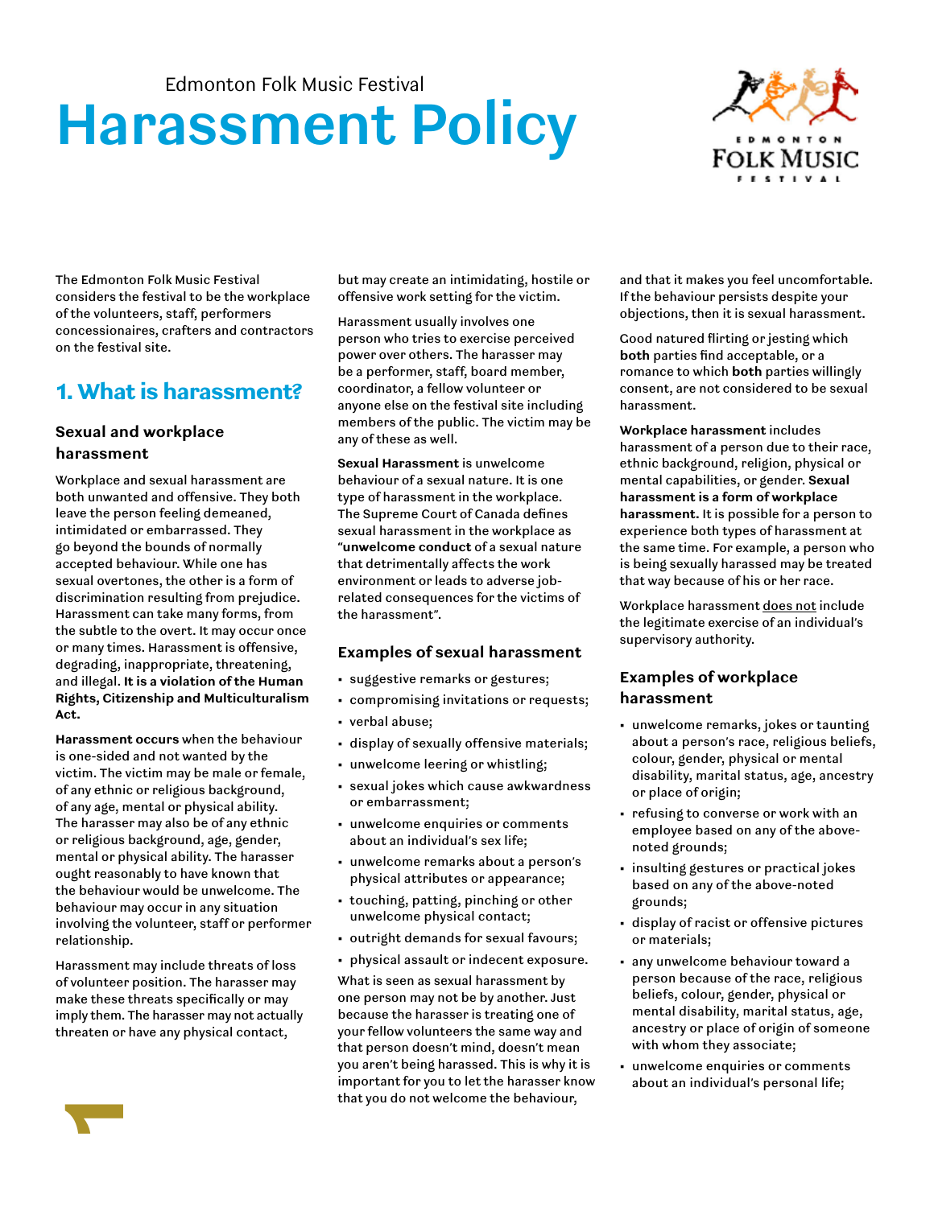Edmonton Folk Music Festival

# Harassment Policy

The Edmonton Folk Music Festival considers the festival to be the workplace of the volunteers, staff, performers concessionaires, crafters and contractors on the festival site.

## 1. What is harassment?

### Sexual and workplace harassment

Workplace and sexual harassment are both unwanted and offensive. They both leave the person feeling demeaned, intimidated or embarrassed. They go beyond the bounds of normally accepted behaviour. While one has sexual overtones, the other is a form of discrimination resulting from prejudice. Harassment can take many forms, from the subtle to the overt. It may occur once or many times. Harassment is offensive, degrading, inappropriate, threatening, and illegal. **It is a violation of the Human Rights, Citizenship and Multiculturalism Act.**

**Harassment occurs** when the behaviour is one-sided and not wanted by the victim. The victim may be male or female, of any ethnic or religious background, of any age, mental or physical ability. The harasser may also be of any ethnic or religious background, age, gender, mental or physical ability. The harasser ought reasonably to have known that the behaviour would be unwelcome. The behaviour may occur in any situation involving the volunteer, staff or performer relationship.

Harassment may include threats of loss of volunteer position. The harasser may make these threats specifically or may imply them. The harasser may not actually threaten or have any physical contact, but may create an intimidating, hostile or offensive work setting for the victim.

Harassment usually involves one person who tries to exercise perceived power over others. The harasser may be a performer, staff, board member, coordinator, a fellow volunteer or anyone else on the festival site including members of the public. The victim may be any of these as well.

**Sexual Harassment** is unwelcome behaviour of a sexual nature. It is one type of harassment in the workplace. The Supreme Court of Canada defines sexual harassment in the workplace as "**unwelcome conduct** of a sexual nature that detrimentally affects the work environment or leads to adverse job-related consequences for the victims of the harassment".

### Examples of sexual harassment

- suggestive remarks or gestures;
- compromising invitations or requests;
- verbal abuse;
- display of sexually offensive materials;
- unwelcome leering or whistling;
- sexual jokes which cause awkwardness or embarrassment;
- unwelcome enquiries or comments about an individual's sex life;
- unwelcome remarks about a person's physical attributes or appearance;
- touching, patting, pinching or other unwelcome physical contact;
- outright demands for sexual favours;
- physical assault or indecent exposure.

What is seen as sexual harassment by one person may not be by another. Just because the harasser is treating one of your fellow volunteers the same way and that person doesn't mind, doesn't mean you aren't being harassed. This is why it is important for you to let the harasser know that you do not welcome the behaviour, and that it makes you feel uncomfortable. If the behaviour persists despite your objections, then it is sexual harassment.

Good natured flirting or jesting which **both** parties find acceptable, or a romance to which **both** parties willingly consent, are not considered to be sexual harassment.

**Workplace harassment** includes harassment of a person due to their race, ethnic background, religion, physical or mental capabilities, or gender. **Sexual harassment is a form of workplace harassment.** It is possible for a person to experience both types of harassment at the same time. For example, a person who is being sexually harassed may be treated that way because of his or her race.

Workplace harassment does not include the legitimate exercise of an individual's supervisory authority.

### Examples of workplace harassment

- unwelcome remarks, jokes or taunting about a person's race, religious beliefs, colour, gender, physical or mental disability, marital status, age, ancestry or place of origin;
- refusing to converse or work with an employee based on any of the above-noted grounds;
- insulting gestures or practical jokes based on any of the above-noted grounds;
- display of racist or offensive pictures or materials;
- any unwelcome behaviour toward a person because of the race, religious beliefs, colour, gender, physical or mental disability, marital status, age, ancestry or place of origin of someone with whom they associate;
- unwelcome enquiries or comments about an individual's personal life;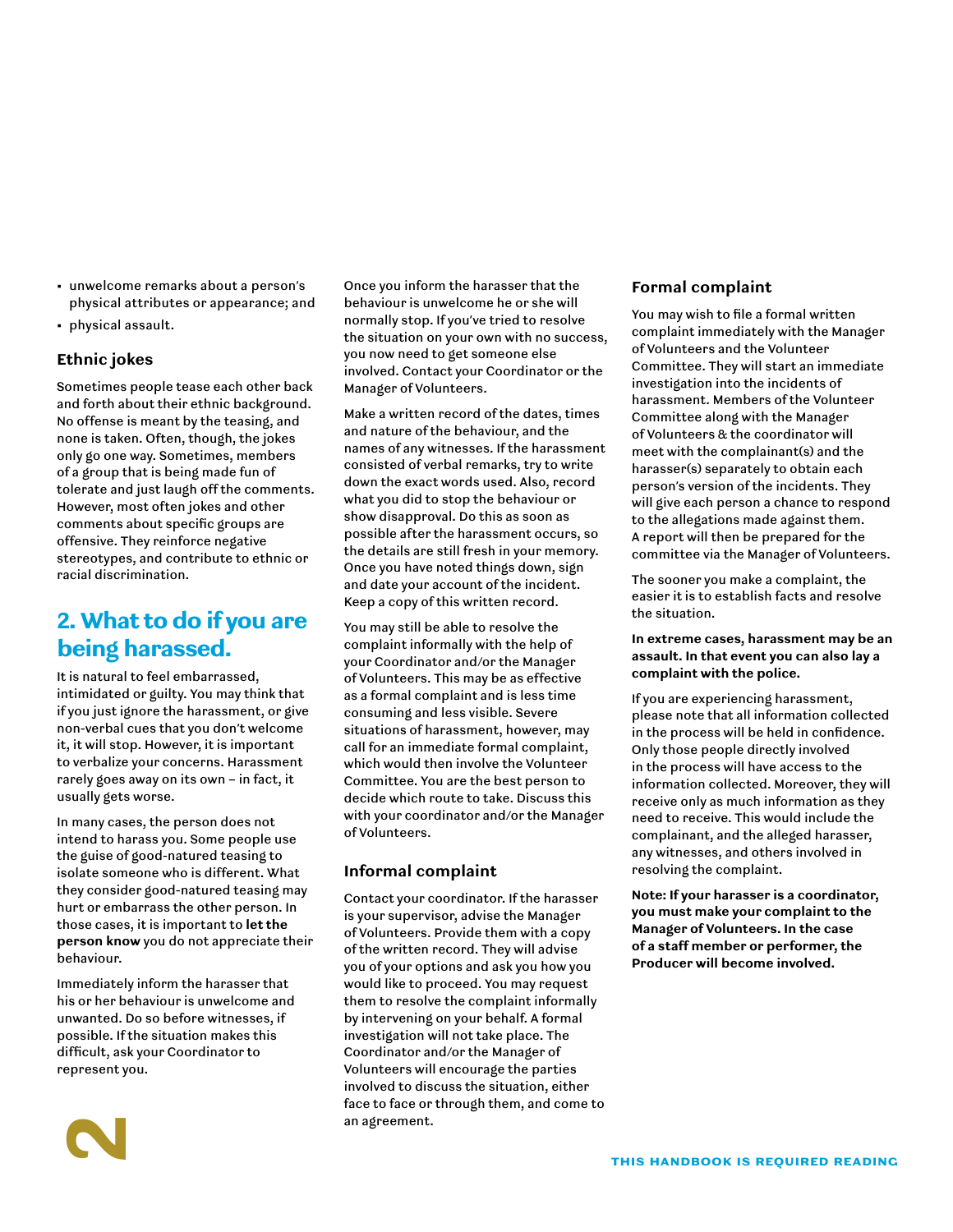- unwelcome remarks about a person's physical attributes or appearance; and
- physical assault.

### Ethnic jokes

Sometimes people tease each other back and forth about their ethnic background. No offense is meant by the teasing, and none is taken. Often, though, the jokes only go one way. Sometimes, members of a group that is being made fun of tolerate and just laugh off the comments. However, most often jokes and other comments about specific groups are offensive. They reinforce negative stereotypes, and contribute to ethnic or racial discrimination.

## 2. What to do if you are being harassed.

It is natural to feel embarrassed, intimidated or guilty. You may think that if you just ignore the harassment, or give non-verbal cues that you don't welcome it, it will stop. However, it is important to verbalize your concerns. Harassment rarely goes away on its own – in fact, it usually gets worse.

In many cases, the person does not intend to harass you. Some people use the guise of good-natured teasing to isolate someone who is different. What they consider good-natured teasing may hurt or embarrass the other person. In those cases, it is important to **let the person know** you do not appreciate their behaviour.

Immediately inform the harasser that his or her behaviour is unwelcome and unwanted. Do so before witnesses, if possible. If the situation makes this difficult, ask your Coordinator to represent you.

Once you inform the harasser that the behaviour is unwelcome he or she will normally stop. If you've tried to resolve the situation on your own with no success, you now need to get someone else involved. Contact your Coordinator or the Manager of Volunteers.

Make a written record of the dates, times and nature of the behaviour, and the names of any witnesses. If the harassment consisted of verbal remarks, try to write down the exact words used. Also, record what you did to stop the behaviour or show disapproval. Do this as soon as possible after the harassment occurs, so the details are still fresh in your memory. Once you have noted things down, sign and date your account of the incident. Keep a copy of this written record.

You may still be able to resolve the complaint informally with the help of your Coordinator and/or the Manager of Volunteers. This may be as effective as a formal complaint and is less time consuming and less visible. Severe situations of harassment, however, may call for an immediate formal complaint, which would then involve the Volunteer Committee. You are the best person to decide which route to take. Discuss this with your coordinator and/or the Manager of Volunteers.

### Informal complaint

Contact your coordinator. If the harasser is your supervisor, advise the Manager of Volunteers. Provide them with a copy of the written record. They will advise you of your options and ask you how you would like to proceed. You may request them to resolve the complaint informally by intervening on your behalf. A formal investigation will not take place. The Coordinator and/or the Manager of Volunteers will encourage the parties involved to discuss the situation, either face to face or through them, and come to an agreement.

### Formal complaint

You may wish to file a formal written complaint immediately with the Manager of Volunteers and the Volunteer Committee. They will start an immediate investigation into the incidents of harassment. Members of the Volunteer Committee along with the Manager of Volunteers & the coordinator will meet with the complainant(s) and the harasser(s) separately to obtain each person's version of the incidents. They will give each person a chance to respond to the allegations made against them. A report will then be prepared for the committee via the Manager of Volunteers.

The sooner you make a complaint, the easier it is to establish facts and resolve the situation.

**In extreme cases, harassment may be an assault. In that event you can also lay a complaint with the police.**

If you are experiencing harassment, please note that all information collected in the process will be held in confidence. Only those people directly involved in the process will have access to the information collected. Moreover, they will receive only as much information as they need to receive. This would include the complainant, and the alleged harasser, any witnesses, and others involved in resolving the complaint.

**Note: If your harasser is a coordinator, you must make your complaint to the Manager of Volunteers. In the case of a staff member or performer, the Producer will become involved.**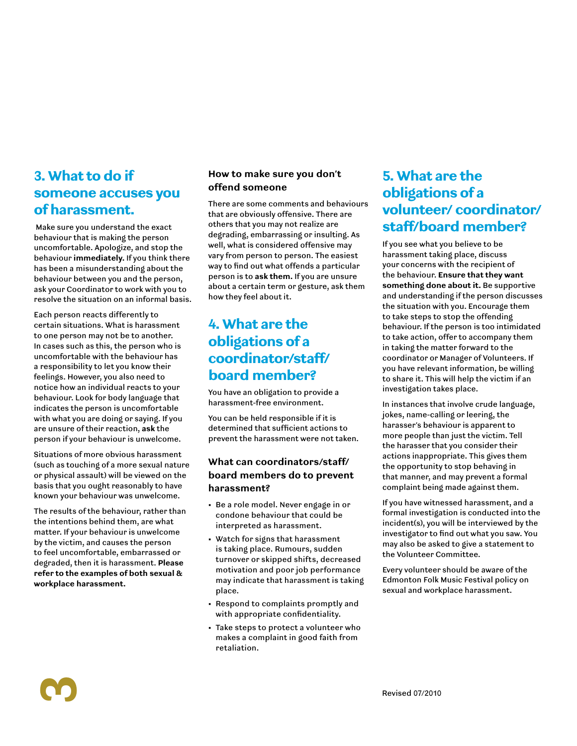## 3. What to do if someone accuses you of harassment.

Make sure you understand the exact behaviour that is making the person uncomfortable. Apologize, and stop the behaviour **immediately.** If you think there has been a misunderstanding about the behaviour between you and the person, ask your Coordinator to work with you to resolve the situation on an informal basis.

Each person reacts differently to certain situations. What is harassment to one person may not be to another. In cases such as this, the person who is uncomfortable with the behaviour has a responsibility to let you know their feelings. However, you also need to notice how an individual reacts to your behaviour. Look for body language that indicates the person is uncomfortable with what you are doing or saying. If you are unsure of their reaction, **ask** the person if your behaviour is unwelcome.

Situations of more obvious harassment (such as touching of a more sexual nature or physical assault) will be viewed on the basis that you ought reasonably to have known your behaviour was unwelcome.

The results of the behaviour, rather than the intentions behind them, are what matter. If your behaviour is unwelcome by the victim, and causes the person to feel uncomfortable, embarrassed or degraded, then it is harassment. **Please refer to the examples of both sexual & workplace harassment.**

### How to make sure you don't offend someone

There are some comments and behaviours that are obviously offensive. There are others that you may not realize are degrading, embarrassing or insulting. As well, what is considered offensive may vary from person to person. The easiest way to find out what offends a particular person is to **ask them.** If you are unsure about a certain term or gesture, ask them how they feel about it.

## 4. What are the obligations of a coordinator/staff/ board member?

You have an obligation to provide a harassment-free environment.

You can be held responsible if it is determined that sufficient actions to prevent the harassment were not taken.

### What can coordinators/staff/ board members do to prevent harassment?

- Be a role model. Never engage in or condone behaviour that could be interpreted as harassment.
- Watch for signs that harassment is taking place. Rumours, sudden turnover or skipped shifts, decreased motivation and poor job performance may indicate that harassment is taking place.
- Respond to complaints promptly and with appropriate confidentiality.
- Take steps to protect a volunteer who makes a complaint in good faith from retaliation.

## 5. What are the obligations of a volunteer/ coordinator/ staff/board member?

If you see what you believe to be harassment taking place, discuss your concerns with the recipient of the behaviour. **Ensure that they want something done about it.** Be supportive and understanding if the person discusses the situation with you. Encourage them to take steps to stop the offending behaviour. If the person is too intimidated to take action, offer to accompany them in taking the matter forward to the coordinator or Manager of Volunteers. If you have relevant information, be willing to share it. This will help the victim if an investigation takes place.

In instances that involve crude language, jokes, name-calling or leering, the harasser's behaviour is apparent to more people than just the victim. Tell the harasser that you consider their actions inappropriate. This gives them the opportunity to stop behaving in that manner, and may prevent a formal complaint being made against them.

If you have witnessed harassment, and a formal investigation is conducted into the incident(s), you will be interviewed by the investigator to find out what you saw. You may also be asked to give a statement to the Volunteer Committee.

Every volunteer should be aware of the Edmonton Folk Music Festival policy on sexual and workplace harassment.

Revised 07/2010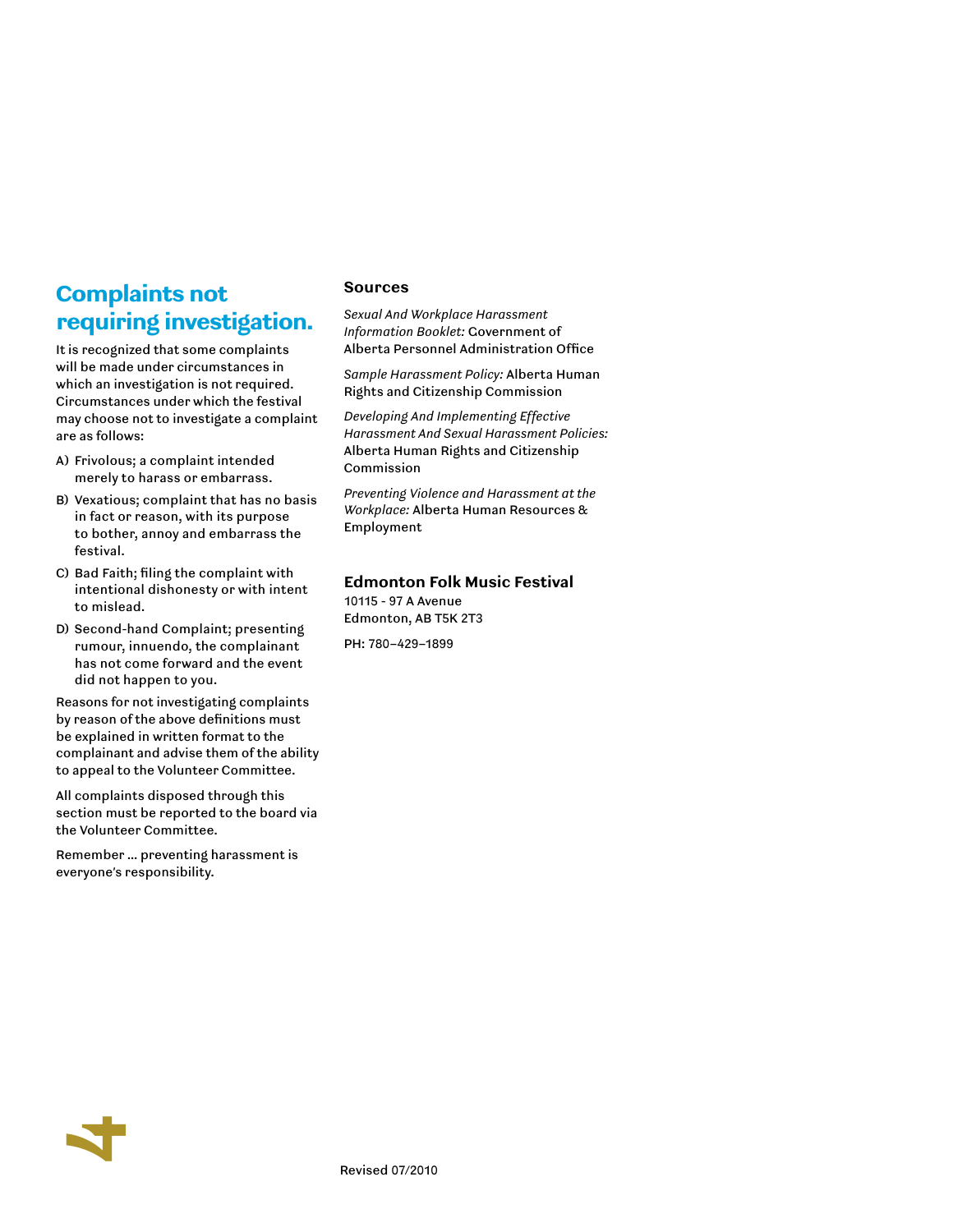## Complaints not requiring investigation.

It is recognized that some complaints will be made under circumstances in which an investigation is not required. Circumstances under which the festival may choose not to investigate a complaint are as follows:

A) Frivolous; a complaint intended merely to harass or embarrass.

B) Vexatious; complaint that has no basis in fact or reason, with its purpose to bother, annoy and embarrass the festival.

C) Bad Faith; filing the complaint with intentional dishonesty or with intent to mislead.

D) Second-hand Complaint; presenting rumour, innuendo, the complainant has not come forward and the event did not happen to you.

Reasons for not investigating complaints by reason of the above definitions must be explained in written format to the complainant and advise them of the ability to appeal to the Volunteer Committee.

All complaints disposed through this section must be reported to the board via the Volunteer Committee.

Remember … preventing harassment is everyone's responsibility.

### Sources

*Sexual And Workplace Harassment Information Booklet:* Government of Alberta Personnel Administration Office

*Sample Harassment Policy:* Alberta Human Rights and Citizenship Commission

*Developing And Implementing Effective Harassment And Sexual Harassment Policies:* Alberta Human Rights and Citizenship Commission

*Preventing Violence and Harassment at the Workplace:* Alberta Human Resources & Employment

### Edmonton Folk Music Festival

10115 - 97 A Avenue
Edmonton, AB T5K 2T3

PH: 780–429–1899

Revised 07/2010